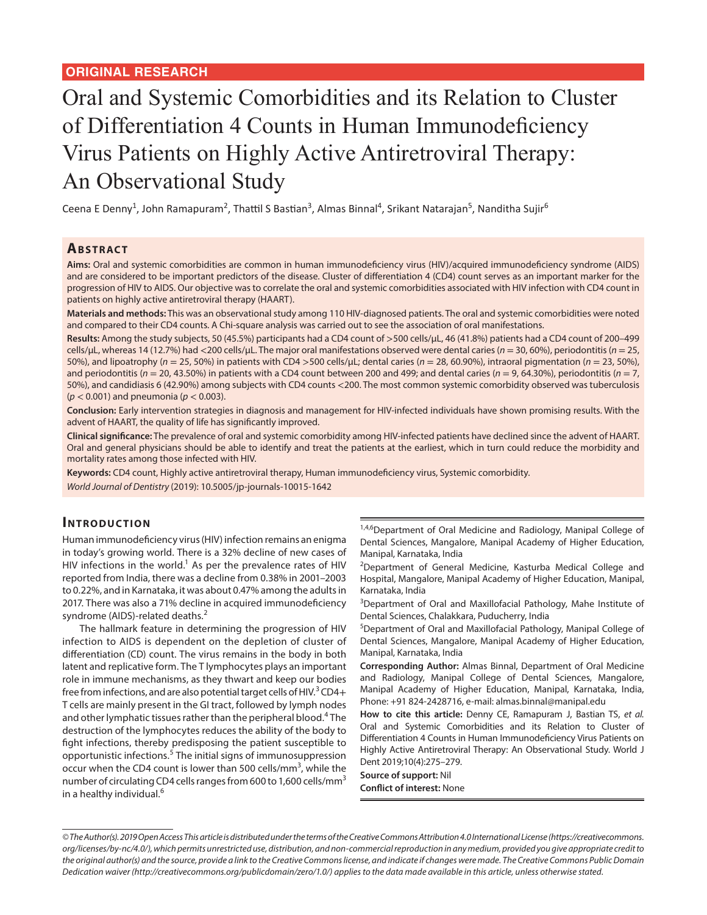**ORIGINAL RESEARCH**

# Oral and Systemic Comorbidities and its Relation to Cluster of Differentiation 4 Counts in Human Immunodeficiency Virus Patients on Highly Active Antiretroviral Therapy: An Observational Study

Ceena E Denny[1], John Ramapuram[2], Thattil S Bastian[3], Almas Binnal[4], Srikant Natarajan[5], Nanditha Sujir[6]

## Abstract

**Aims:** Oral and systemic comorbidities are common in human immunodeficiency virus (HIV)/acquired immunodeficiency syndrome (AIDS) and are considered to be important predictors of the disease. Cluster of differentiation 4 (CD4) count serves as an important marker for the progression of HIV to AIDS. Our objective was to correlate the oral and systemic comorbidities associated with HIV infection with CD4 count in patients on highly active antiretroviral therapy (HAART).

**Materials and methods:** This was an observational study among 110 HIV-diagnosed patients. The oral and systemic comorbidities were noted and compared to their CD4 counts. A Chi-square analysis was carried out to see the association of oral manifestations.

**Results:** Among the study subjects, 50 (45.5%) participants had a CD4 count of >500 cells/µL, 46 (41.8%) patients had a CD4 count of 200–499 cells/µL, whereas 14 (12.7%) had <200 cells/µL. The major oral manifestations observed were dental caries ($n = 30$, 60%), periodontitis ($n = 25$, 50%), and lipoatrophy ($n = 25$, 50%) in patients with CD4 >500 cells/µL; dental caries ($n = 28$, 60.90%), intraoral pigmentation ($n = 23$, 50%), and periodontitis ($n = 20$, 43.50%) in patients with a CD4 count between 200 and 499; and dental caries ($n = 9$, 64.30%), periodontitis ($n = 7$, 50%), and candidiasis 6 (42.90%) among subjects with CD4 counts <200. The most common systemic comorbidity observed was tuberculosis ($p < 0.001$) and pneumonia ($p < 0.003$).

**Conclusion:** Early intervention strategies in diagnosis and management for HIV-infected individuals have shown promising results. With the advent of HAART, the quality of life has significantly improved.

**Clinical significance:** The prevalence of oral and systemic comorbidity among HIV-infected patients have declined since the advent of HAART. Oral and general physicians should be able to identify and treat the patients at the earliest, which in turn could reduce the morbidity and mortality rates among those infected with HIV.

**Keywords:** CD4 count, Highly active antiretroviral therapy, Human immunodeficiency virus, Systemic comorbidity.

*World Journal of Dentistry* (2019): 10.5005/jp-journals-10015-1642

## Introduction

Human immunodeficiency virus (HIV) infection remains an enigma in today's growing world. There is a 32% decline of new cases of HIV infections in the world.[1] As per the prevalence rates of HIV reported from India, there was a decline from 0.38% in 2001–2003 to 0.22%, and in Karnataka, it was about 0.47% among the adults in 2017. There was also a 71% decline in acquired immunodeficiency syndrome (AIDS)-related deaths.[2]

The hallmark feature in determining the progression of HIV infection to AIDS is dependent on the depletion of cluster of differentiation (CD) count. The virus remains in the body in both latent and replicative form. The T lymphocytes plays an important role in immune mechanisms, as they thwart and keep our bodies free from infections, and are also potential target cells of HIV.[3] CD4+ T cells are mainly present in the GI tract, followed by lymph nodes and other lymphatic tissues rather than the peripheral blood.[4] The destruction of the lymphocytes reduces the ability of the body to fight infections, thereby predisposing the patient susceptible to opportunistic infections.[5] The initial signs of immunosuppression occur when the CD4 count is lower than 500 cells/mm$^3$, while the number of circulating CD4 cells ranges from 600 to 1,600 cells/mm$^3$ in a healthy individual.[6]

[1,4,6]Department of Oral Medicine and Radiology, Manipal College of Dental Sciences, Mangalore, Manipal Academy of Higher Education, Manipal, Karnataka, India

[2]Department of General Medicine, Kasturba Medical College and Hospital, Mangalore, Manipal Academy of Higher Education, Manipal, Karnataka, India

[3]Department of Oral and Maxillofacial Pathology, Mahe Institute of Dental Sciences, Chalakkara, Puducherry, India

[5]Department of Oral and Maxillofacial Pathology, Manipal College of Dental Sciences, Mangalore, Manipal Academy of Higher Education, Manipal, Karnataka, India

**Corresponding Author:** Almas Binnal, Department of Oral Medicine and Radiology, Manipal College of Dental Sciences, Mangalore, Manipal Academy of Higher Education, Manipal, Karnataka, India, Phone: +91 824-2428716, e-mail: almas.binnal@manipal.edu

**How to cite this article:** Denny CE, Ramapuram J, Bastian TS, *et al.* Oral and Systemic Comorbidities and its Relation to Cluster of Differentiation 4 Counts in Human Immunodeficiency Virus Patients on Highly Active Antiretroviral Therapy: An Observational Study. World J Dent 2019;10(4):275–279.

**Source of support:** Nil

**Conflict of interest:** None

*© The Author(s). 2019 Open Access This article is distributed under the terms of the Creative Commons Attribution 4.0 International License (https://creativecommons.org/licenses/by-nc/4.0/), which permits unrestricted use, distribution, and non-commercial reproduction in any medium, provided you give appropriate credit to the original author(s) and the source, provide a link to the Creative Commons license, and indicate if changes were made. The Creative Commons Public Domain Dedication waiver (http://creativecommons.org/publicdomain/zero/1.0/) applies to the data made available in this article, unless otherwise stated.*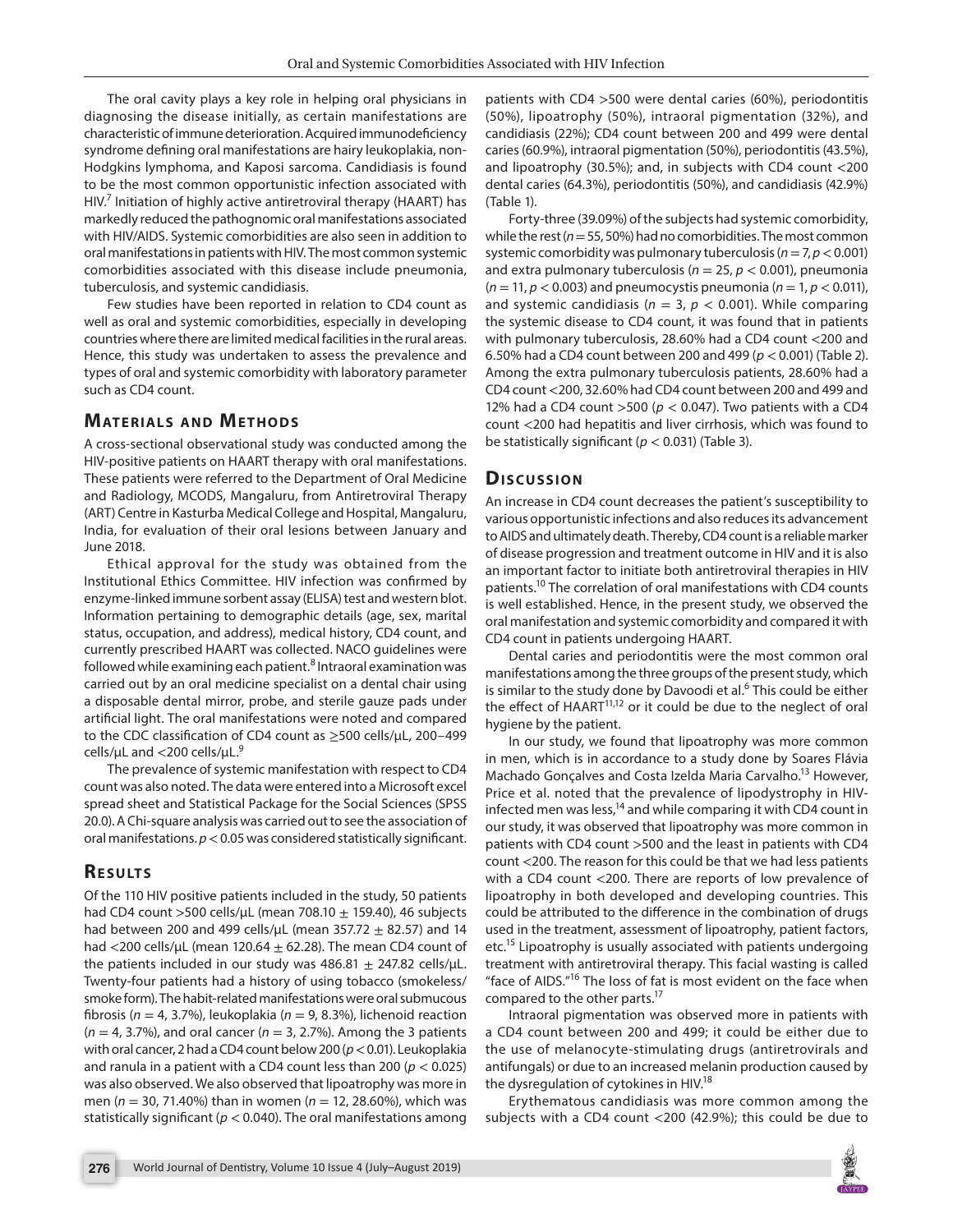The oral cavity plays a key role in helping oral physicians in diagnosing the disease initially, as certain manifestations are characteristic of immune deterioration. Acquired immunodeficiency syndrome defining oral manifestations are hairy leukoplakia, non-Hodgkins lymphoma, and Kaposi sarcoma. Candidiasis is found to be the most common opportunistic infection associated with HIV.[7] Initiation of highly active antiretroviral therapy (HAART) has markedly reduced the pathognomic oral manifestations associated with HIV/AIDS. Systemic comorbidities are also seen in addition to oral manifestations in patients with HIV. The most common systemic comorbidities associated with this disease include pneumonia, tuberculosis, and systemic candidiasis.

Few studies have been reported in relation to CD4 count as well as oral and systemic comorbidities, especially in developing countries where there are limited medical facilities in the rural areas. Hence, this study was undertaken to assess the prevalence and types of oral and systemic comorbidity with laboratory parameter such as CD4 count.

## Materials and Methods

A cross-sectional observational study was conducted among the HIV-positive patients on HAART therapy with oral manifestations. These patients were referred to the Department of Oral Medicine and Radiology, MCODS, Mangaluru, from Antiretroviral Therapy (ART) Centre in Kasturba Medical College and Hospital, Mangaluru, India, for evaluation of their oral lesions between January and June 2018.

Ethical approval for the study was obtained from the Institutional Ethics Committee. HIV infection was confirmed by enzyme-linked immune sorbent assay (ELISA) test and western blot. Information pertaining to demographic details (age, sex, marital status, occupation, and address), medical history, CD4 count, and currently prescribed HAART was collected. NACO guidelines were followed while examining each patient.[8] Intraoral examination was carried out by an oral medicine specialist on a dental chair using a disposable dental mirror, probe, and sterile gauze pads under artificial light. The oral manifestations were noted and compared to the CDC classification of CD4 count as ≥500 cells/μL, 200–499 cells/μL and <200 cells/μL.[9]

The prevalence of systemic manifestation with respect to CD4 count was also noted. The data were entered into a Microsoft excel spread sheet and Statistical Package for the Social Sciences (SPSS 20.0). A Chi-square analysis was carried out to see the association of oral manifestations. $p < 0.05$ was considered statistically significant.

## Results

Of the 110 HIV positive patients included in the study, 50 patients had CD4 count >500 cells/μL (mean 708.10 ± 159.40), 46 subjects had between 200 and 499 cells/μL (mean 357.72 ± 82.57) and 14 had <200 cells/μL (mean 120.64 ± 62.28). The mean CD4 count of the patients included in our study was 486.81 ± 247.82 cells/μL. Twenty-four patients had a history of using tobacco (smokeless/smoke form). The habit-related manifestations were oral submucous fibrosis ($n = 4$, 3.7%), leukoplakia ($n = 9$, 8.3%), lichenoid reaction ($n = 4$, 3.7%), and oral cancer ($n = 3$, 2.7%). Among the 3 patients with oral cancer, 2 had a CD4 count below 200 ($p < 0.01$). Leukoplakia and ranula in a patient with a CD4 count less than 200 ($p < 0.025$) was also observed. We also observed that lipoatrophy was more in men ($n = 30$, 71.40%) than in women ($n = 12$, 28.60%), which was statistically significant ($p < 0.040$). The oral manifestations among patients with CD4 >500 were dental caries (60%), periodontitis (50%), lipoatrophy (50%), intraoral pigmentation (32%), and candidiasis (22%); CD4 count between 200 and 499 were dental caries (60.9%), intraoral pigmentation (50%), periodontitis (43.5%), and lipoatrophy (30.5%); and, in subjects with CD4 count <200 dental caries (64.3%), periodontitis (50%), and candidiasis (42.9%) (Table 1).

Forty-three (39.09%) of the subjects had systemic comorbidity, while the rest ($n = 55$, 50%) had no comorbidities. The most common systemic comorbidity was pulmonary tuberculosis ($n = 7$, $p < 0.001$) and extra pulmonary tuberculosis ($n = 25$, $p < 0.001$), pneumonia ($n = 11$, $p < 0.003$) and pneumocystis pneumonia ($n = 1$, $p < 0.011$), and systemic candidiasis ($n = 3$, $p < 0.001$). While comparing the systemic disease to CD4 count, it was found that in patients with pulmonary tuberculosis, 28.60% had a CD4 count <200 and 6.50% had a CD4 count between 200 and 499 ($p < 0.001$) (Table 2). Among the extra pulmonary tuberculosis patients, 28.60% had a CD4 count <200, 32.60% had CD4 count between 200 and 499 and 12% had a CD4 count >500 ($p < 0.047$). Two patients with a CD4 count <200 had hepatitis and liver cirrhosis, which was found to be statistically significant ($p < 0.031$) (Table 3).

## Discussion

An increase in CD4 count decreases the patient's susceptibility to various opportunistic infections and also reduces its advancement to AIDS and ultimately death. Thereby, CD4 count is a reliable marker of disease progression and treatment outcome in HIV and it is also an important factor to initiate both antiretroviral therapies in HIV patients.[10] The correlation of oral manifestations with CD4 counts is well established. Hence, in the present study, we observed the oral manifestation and systemic comorbidity and compared it with CD4 count in patients undergoing HAART.

Dental caries and periodontitis were the most common oral manifestations among the three groups of the present study, which is similar to the study done by Davoodi et al.[6] This could be either the effect of HAART[11,12] or it could be due to the neglect of oral hygiene by the patient.

In our study, we found that lipoatrophy was more common in men, which is in accordance to a study done by Soares Flávia Machado Gonçalves and Costa Izelda Maria Carvalho.[13] However, Price et al. noted that the prevalence of lipodystrophy in HIV-infected men was less,[14] and while comparing it with CD4 count in our study, it was observed that lipoatrophy was more common in patients with CD4 count >500 and the least in patients with CD4 count <200. The reason for this could be that we had less patients with a CD4 count <200. There are reports of low prevalence of lipoatrophy in both developed and developing countries. This could be attributed to the difference in the combination of drugs used in the treatment, assessment of lipoatrophy, patient factors, etc.[15] Lipoatrophy is usually associated with patients undergoing treatment with antiretroviral therapy. This facial wasting is called "face of AIDS."[16] The loss of fat is most evident on the face when compared to the other parts.[17]

Intraoral pigmentation was observed more in patients with a CD4 count between 200 and 499; it could be either due to the use of melanocyte-stimulating drugs (antiretrovirals and antifungals) or due to an increased melanin production caused by the dysregulation of cytokines in HIV.[18]

Erythematous candidiasis was more common among the subjects with a CD4 count <200 (42.9%); this could be due to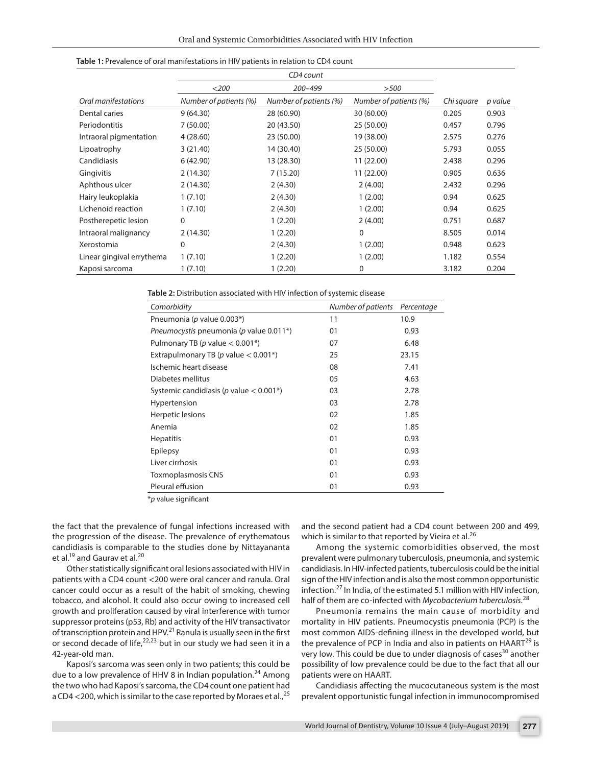**Table 1:** Prevalence of oral manifestations in HIV patients in relation to CD4 count

| | CD4 count | | | | |
|---|---|---|---|---|---|
| | <200 | 200–499 | >500 | | |
| *Oral manifestations* | *Number of patients (%)* | *Number of patients (%)* | *Number of patients (%)* | *Chi square* | *p value* |
| Dental caries | 9 (64.30) | 28 (60.90) | 30 (60.00) | 0.205 | 0.903 |
| Periodontitis | 7 (50.00) | 20 (43.50) | 25 (50.00) | 0.457 | 0.796 |
| Intraoral pigmentation | 4 (28.60) | 23 (50.00) | 19 (38.00) | 2.575 | 0.276 |
| Lipoatrophy | 3 (21.40) | 14 (30.40) | 25 (50.00) | 5.793 | 0.055 |
| Candidiasis | 6 (42.90) | 13 (28.30) | 11 (22.00) | 2.438 | 0.296 |
| Gingivitis | 2 (14.30) | 7 (15.20) | 11 (22.00) | 0.905 | 0.636 |
| Aphthous ulcer | 2 (14.30) | 2 (4.30) | 2 (4.00) | 2.432 | 0.296 |
| Hairy leukoplakia | 1 (7.10) | 2 (4.30) | 1 (2.00) | 0.94 | 0.625 |
| Lichenoid reaction | 1 (7.10) | 2 (4.30) | 1 (2.00) | 0.94 | 0.625 |
| Postherepetic lesion | 0 | 1 (2.20) | 2 (4.00) | 0.751 | 0.687 |
| Intraoral malignancy | 2 (14.30) | 1 (2.20) | 0 | 8.505 | 0.014 |
| Xerostomia | 0 | 2 (4.30) | 1 (2.00) | 0.948 | 0.623 |
| Linear gingival errythema | 1 (7.10) | 1 (2.20) | 1 (2.00) | 1.182 | 0.554 |
| Kaposi sarcoma | 1 (7.10) | 1 (2.20) | 0 | 3.182 | 0.204 |

**Table 2:** Distribution associated with HIV infection of systemic disease

| *Comorbidity* | *Number of patients* | *Percentage* |
|---|---|---|
| Pneumonia (*p* value 0.003*) | 11 | 10.9 |
| *Pneumocystis* pneumonia (*p* value 0.011*) | 01 | 0.93 |
| Pulmonary TB (*p* value < 0.001*) | 07 | 6.48 |
| Extrapulmonary TB (*p* value < 0.001*) | 25 | 23.15 |
| Ischemic heart disease | 08 | 7.41 |
| Diabetes mellitus | 05 | 4.63 |
| Systemic candidiasis (*p* value < 0.001*) | 03 | 2.78 |
| Hypertension | 03 | 2.78 |
| Herpetic lesions | 02 | 1.85 |
| Anemia | 02 | 1.85 |
| Hepatitis | 01 | 0.93 |
| Epilepsy | 01 | 0.93 |
| Liver cirrhosis | 01 | 0.93 |
| Toxmoplasmosis CNS | 01 | 0.93 |
| Pleural effusion | 01 | 0.93 |

*p value significant

the fact that the prevalence of fungal infections increased with the progression of the disease. The prevalence of erythematous candidiasis is comparable to the studies done by Nittayananta et al.[19] and Gaurav et al.[20]

Other statistically significant oral lesions associated with HIV in patients with a CD4 count <200 were oral cancer and ranula. Oral cancer could occur as a result of the habit of smoking, chewing tobacco, and alcohol. It could also occur owing to increased cell growth and proliferation caused by viral interference with tumor suppressor proteins (p53, Rb) and activity of the HIV transactivator of transcription protein and HPV.[21] Ranula is usually seen in the first or second decade of life,[22,23] but in our study we had seen it in a 42-year-old man.

Kaposi's sarcoma was seen only in two patients; this could be due to a low prevalence of HHV 8 in Indian population.[24] Among the two who had Kaposi's sarcoma, the CD4 count one patient had a CD4 <200, which is similar to the case reported by Moraes et al.,[25] and the second patient had a CD4 count between 200 and 499, which is similar to that reported by Vieira et al.[26]

Among the systemic comorbidities observed, the most prevalent were pulmonary tuberculosis, pneumonia, and systemic candidiasis. In HIV-infected patients, tuberculosis could be the initial sign of the HIV infection and is also the most common opportunistic infection.[27] In India, of the estimated 5.1 million with HIV infection, half of them are co-infected with *Mycobacterium tuberculosis*.[28]

Pneumonia remains the main cause of morbidity and mortality in HIV patients. Pneumocystis pneumonia (PCP) is the most common AIDS-defining illness in the developed world, but the prevalence of PCP in India and also in patients on HAART[29] is very low. This could be due to under diagnosis of cases[30] another possibility of low prevalence could be due to the fact that all our patients were on HAART.

Candidiasis affecting the mucocutaneous system is the most prevalent opportunistic fungal infection in immunocompromised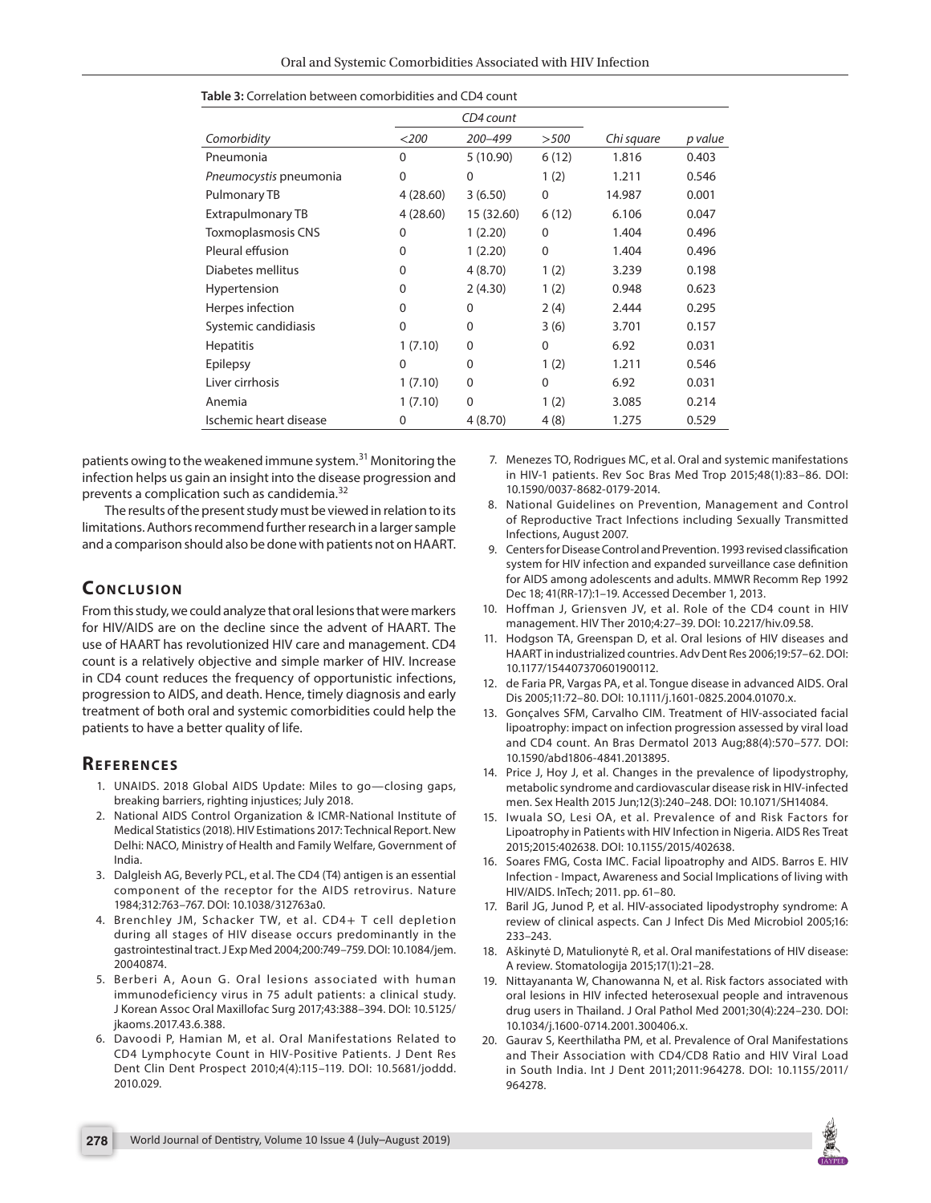**Table 3:** Correlation between comorbidities and CD4 count

| | CD4 count | | | | |
|---|---|---|---|---|---|
| *Comorbidity* | *<200* | *200–499* | *>500* | *Chi square* | *p value* |
| Pneumonia | 0 | 5 (10.90) | 6 (12) | 1.816 | 0.403 |
| *Pneumocystis* pneumonia | 0 | 0 | 1 (2) | 1.211 | 0.546 |
| Pulmonary TB | 4 (28.60) | 3 (6.50) | 0 | 14.987 | 0.001 |
| Extrapulmonary TB | 4 (28.60) | 15 (32.60) | 6 (12) | 6.106 | 0.047 |
| Toxmoplasmosis CNS | 0 | 1 (2.20) | 0 | 1.404 | 0.496 |
| Pleural effusion | 0 | 1 (2.20) | 0 | 1.404 | 0.496 |
| Diabetes mellitus | 0 | 4 (8.70) | 1 (2) | 3.239 | 0.198 |
| Hypertension | 0 | 2 (4.30) | 1 (2) | 0.948 | 0.623 |
| Herpes infection | 0 | 0 | 2 (4) | 2.444 | 0.295 |
| Systemic candidiasis | 0 | 0 | 3 (6) | 3.701 | 0.157 |
| Hepatitis | 1 (7.10) | 0 | 0 | 6.92 | 0.031 |
| Epilepsy | 0 | 0 | 1 (2) | 1.211 | 0.546 |
| Liver cirrhosis | 1 (7.10) | 0 | 0 | 6.92 | 0.031 |
| Anemia | 1 (7.10) | 0 | 1 (2) | 3.085 | 0.214 |
| Ischemic heart disease | 0 | 4 (8.70) | 4 (8) | 1.275 | 0.529 |

patients owing to the weakened immune system.[31] Monitoring the infection helps us gain an insight into the disease progression and prevents a complication such as candidemia.[32]

The results of the present study must be viewed in relation to its limitations. Authors recommend further research in a larger sample and a comparison should also be done with patients not on HAART.

## Conclusion

From this study, we could analyze that oral lesions that were markers for HIV/AIDS are on the decline since the advent of HAART. The use of HAART has revolutionized HIV care and management. CD4 count is a relatively objective and simple marker of HIV. Increase in CD4 count reduces the frequency of opportunistic infections, progression to AIDS, and death. Hence, timely diagnosis and early treatment of both oral and systemic comorbidities could help the patients to have a better quality of life.

## References

1. UNAIDS. 2018 Global AIDS Update: Miles to go—closing gaps, breaking barriers, righting injustices; July 2018.
2. National AIDS Control Organization & ICMR-National Institute of Medical Statistics (2018). HIV Estimations 2017: Technical Report. New Delhi: NACO, Ministry of Health and Family Welfare, Government of India.
3. Dalgleish AG, Beverly PCL, et al. The CD4 (T4) antigen is an essential component of the receptor for the AIDS retrovirus. Nature 1984;312:763–767. DOI: 10.1038/312763a0.
4. Brenchley JM, Schacker TW, et al. CD4+ T cell depletion during all stages of HIV disease occurs predominantly in the gastrointestinal tract. J Exp Med 2004;200:749–759. DOI: 10.1084/jem.20040874.
5. Berberi A, Aoun G. Oral lesions associated with human immunodeficiency virus in 75 adult patients: a clinical study. J Korean Assoc Oral Maxillofac Surg 2017;43:388–394. DOI: 10.5125/jkaoms.2017.43.6.388.
6. Davoodi P, Hamian M, et al. Oral Manifestations Related to CD4 Lymphocyte Count in HIV-Positive Patients. J Dent Res Dent Clin Dent Prospect 2010;4(4):115–119. DOI: 10.5681/joddd.2010.029.
7. Menezes TO, Rodrigues MC, et al. Oral and systemic manifestations in HIV-1 patients. Rev Soc Bras Med Trop 2015;48(1):83–86. DOI: 10.1590/0037-8682-0179-2014.
8. National Guidelines on Prevention, Management and Control of Reproductive Tract Infections including Sexually Transmitted Infections, August 2007.
9. Centers for Disease Control and Prevention. 1993 revised classification system for HIV infection and expanded surveillance case definition for AIDS among adolescents and adults. MMWR Recomm Rep 1992 Dec 18; 41(RR-17):1–19. Accessed December 1, 2013.
10. Hoffman J, Griensven JV, et al. Role of the CD4 count in HIV management. HIV Ther 2010;4:27–39. DOI: 10.2217/hiv.09.58.
11. Hodgson TA, Greenspan D, et al. Oral lesions of HIV diseases and HAART in industrialized countries. Adv Dent Res 2006;19:57–62. DOI: 10.1177/154407370601900112.
12. de Faria PR, Vargas PA, et al. Tongue disease in advanced AIDS. Oral Dis 2005;11:72–80. DOI: 10.1111/j.1601-0825.2004.01070.x.
13. Gonçalves SFM, Carvalho CIM. Treatment of HIV-associated facial lipoatrophy: impact on infection progression assessed by viral load and CD4 count. An Bras Dermatol 2013 Aug;88(4):570–577. DOI: 10.1590/abd1806-4841.2013895.
14. Price J, Hoy J, et al. Changes in the prevalence of lipodystrophy, metabolic syndrome and cardiovascular disease risk in HIV-infected men. Sex Health 2015 Jun;12(3):240–248. DOI: 10.1071/SH14084.
15. Iwuala SO, Lesi OA, et al. Prevalence of and Risk Factors for Lipoatrophy in Patients with HIV Infection in Nigeria. AIDS Res Treat 2015;2015:402638. DOI: 10.1155/2015/402638.
16. Soares FMG, Costa IMC. Facial lipoatrophy and AIDS. Barros E. HIV Infection - Impact, Awareness and Social Implications of living with HIV/AIDS. InTech; 2011. pp. 61–80.
17. Baril JG, Junod P, et al. HIV-associated lipodystrophy syndrome: A review of clinical aspects. Can J Infect Dis Med Microbiol 2005;16: 233–243.
18. Aškinytė D, Matulionytė R, et al. Oral manifestations of HIV disease: A review. Stomatologija 2015;17(1):21–28.
19. Nittayananta W, Chanowanna N, et al. Risk factors associated with oral lesions in HIV infected heterosexual people and intravenous drug users in Thailand. J Oral Pathol Med 2001;30(4):224–230. DOI: 10.1034/j.1600-0714.2001.300406.x.
20. Gaurav S, Keerthilatha PM, et al. Prevalence of Oral Manifestations and Their Association with CD4/CD8 Ratio and HIV Viral Load in South India. Int J Dent 2011;2011:964278. DOI: 10.1155/2011/964278.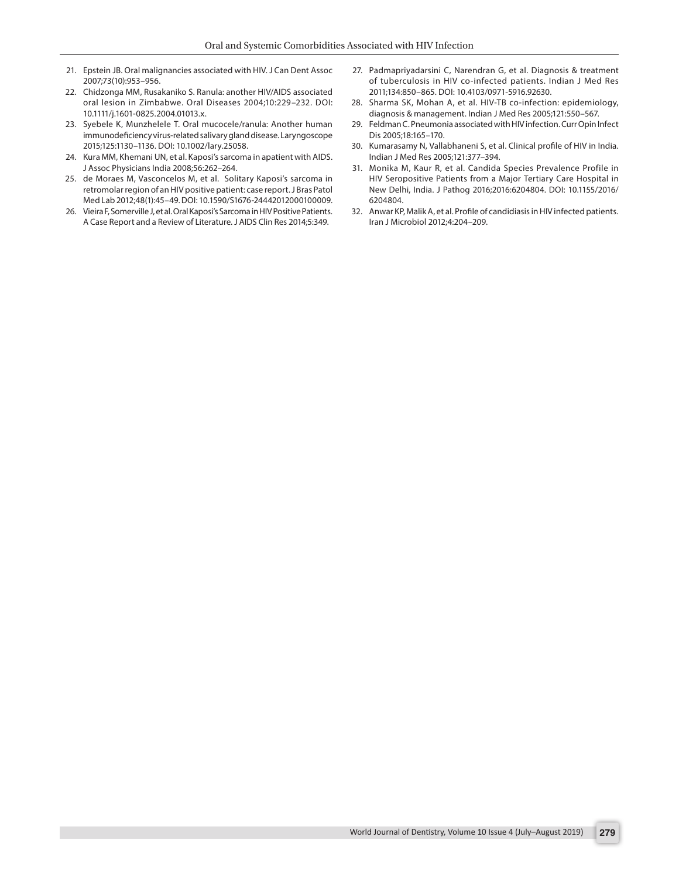21. Epstein JB. Oral malignancies associated with HIV. J Can Dent Assoc 2007;73(10):953–956.
22. Chidzonga MM, Rusakaniko S. Ranula: another HIV/AIDS associated oral lesion in Zimbabwe. Oral Diseases 2004;10:229–232. DOI: 10.1111/j.1601-0825.2004.01013.x.
23. Syebele K, Munzhelele T. Oral mucocele/ranula: Another human immunodeficiency virus-related salivary gland disease. Laryngoscope 2015;125:1130–1136. DOI: 10.1002/lary.25058.
24. Kura MM, Khemani UN, et al. Kaposi's sarcoma in apatient with AIDS. J Assoc Physicians India 2008;56:262–264.
25. de Moraes M, Vasconcelos M, et al. Solitary Kaposi's sarcoma in retromolar region of an HIV positive patient: case report. J Bras Patol Med Lab 2012;48(1):45–49. DOI: 10.1590/S1676-24442012000100009.
26. Vieira F, Somerville J, et al. Oral Kaposi's Sarcoma in HIV Positive Patients. A Case Report and a Review of Literature. J AIDS Clin Res 2014;5:349.
27. Padmapriyadarsini C, Narendran G, et al. Diagnosis & treatment of tuberculosis in HIV co-infected patients. Indian J Med Res 2011;134:850–865. DOI: 10.4103/0971-5916.92630.
28. Sharma SK, Mohan A, et al. HIV-TB co-infection: epidemiology, diagnosis & management. Indian J Med Res 2005;121:550–567.
29. Feldman C. Pneumonia associated with HIV infection. Curr Opin Infect Dis 2005;18:165–170.
30. Kumarasamy N, Vallabhaneni S, et al. Clinical profile of HIV in India. Indian J Med Res 2005;121:377–394.
31. Monika M, Kaur R, et al. Candida Species Prevalence Profile in HIV Seropositive Patients from a Major Tertiary Care Hospital in New Delhi, India. J Pathog 2016;2016:6204804. DOI: 10.1155/2016/6204804.
32. Anwar KP, Malik A, et al. Profile of candidiasis in HIV infected patients. Iran J Microbiol 2012;4:204–209.